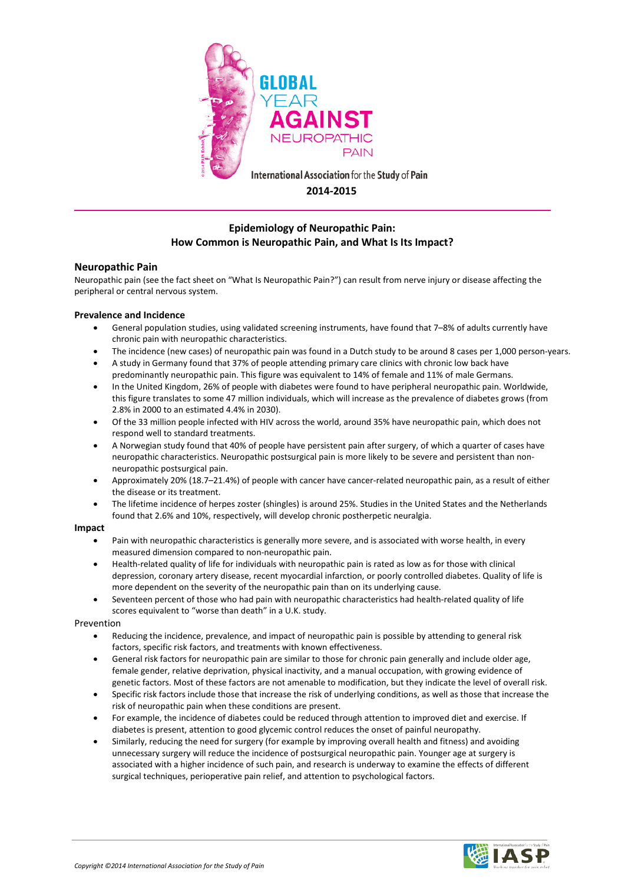GLOBAL YEAR AGAINST NEUROPATHIC PAIN

International Association for the Study of Pain

**2014-2015**

## Epidemiology of Neuropathic Pain: How Common is Neuropathic Pain, and What Is Its Impact?

### Neuropathic Pain

Neuropathic pain (see the fact sheet on "What Is Neuropathic Pain?") can result from nerve injury or disease affecting the peripheral or central nervous system.

#### Prevalence and Incidence

- General population studies, using validated screening instruments, have found that 7–8% of adults currently have chronic pain with neuropathic characteristics.
- The incidence (new cases) of neuropathic pain was found in a Dutch study to be around 8 cases per 1,000 person-years.
- A study in Germany found that 37% of people attending primary care clinics with chronic low back have predominantly neuropathic pain. This figure was equivalent to 14% of female and 11% of male Germans.
- In the United Kingdom, 26% of people with diabetes were found to have peripheral neuropathic pain. Worldwide, this figure translates to some 47 million individuals, which will increase as the prevalence of diabetes grows (from 2.8% in 2000 to an estimated 4.4% in 2030).
- Of the 33 million people infected with HIV across the world, around 35% have neuropathic pain, which does not respond well to standard treatments.
- A Norwegian study found that 40% of people have persistent pain after surgery, of which a quarter of cases have neuropathic characteristics. Neuropathic postsurgical pain is more likely to be severe and persistent than non-neuropathic postsurgical pain.
- Approximately 20% (18.7–21.4%) of people with cancer have cancer-related neuropathic pain, as a result of either the disease or its treatment.
- The lifetime incidence of herpes zoster (shingles) is around 25%. Studies in the United States and the Netherlands found that 2.6% and 10%, respectively, will develop chronic postherpetic neuralgia.

#### Impact

- Pain with neuropathic characteristics is generally more severe, and is associated with worse health, in every measured dimension compared to non-neuropathic pain.
- Health-related quality of life for individuals with neuropathic pain is rated as low as for those with clinical depression, coronary artery disease, recent myocardial infarction, or poorly controlled diabetes. Quality of life is more dependent on the severity of the neuropathic pain than on its underlying cause.
- Seventeen percent of those who had pain with neuropathic characteristics had health-related quality of life scores equivalent to "worse than death" in a U.K. study.

Prevention

- Reducing the incidence, prevalence, and impact of neuropathic pain is possible by attending to general risk factors, specific risk factors, and treatments with known effectiveness.
- General risk factors for neuropathic pain are similar to those for chronic pain generally and include older age, female gender, relative deprivation, physical inactivity, and a manual occupation, with growing evidence of genetic factors. Most of these factors are not amenable to modification, but they indicate the level of overall risk.
- Specific risk factors include those that increase the risk of underlying conditions, as well as those that increase the risk of neuropathic pain when these conditions are present.
- For example, the incidence of diabetes could be reduced through attention to improved diet and exercise. If diabetes is present, attention to good glycemic control reduces the onset of painful neuropathy.
- Similarly, reducing the need for surgery (for example by improving overall health and fitness) and avoiding unnecessary surgery will reduce the incidence of postsurgical neuropathic pain. Younger age at surgery is associated with a higher incidence of such pain, and research is underway to examine the effects of different surgical techniques, perioperative pain relief, and attention to psychological factors.

*Copyright ©2014 International Association for the Study of Pain*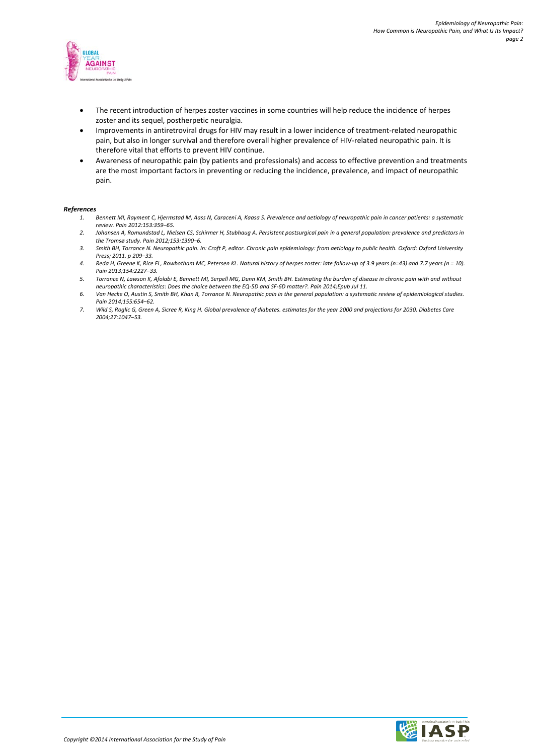- The recent introduction of herpes zoster vaccines in some countries will help reduce the incidence of herpes zoster and its sequel, postherpetic neuralgia.
- Improvements in antiretroviral drugs for HIV may result in a lower incidence of treatment-related neuropathic pain, but also in longer survival and therefore overall higher prevalence of HIV-related neuropathic pain. It is therefore vital that efforts to prevent HIV continue.
- Awareness of neuropathic pain (by patients and professionals) and access to effective prevention and treatments are the most important factors in preventing or reducing the incidence, prevalence, and impact of neuropathic pain.

***References***

1. *Bennett MI, Rayment C, Hjermstad M, Aass N, Caraceni A, Kaasa S. Prevalence and aetiology of neuropathic pain in cancer patients: a systematic review. Pain 2012:153:359–65.*
2. *Johansen A, Romundstad L, Nielsen CS, Schirmer H, Stubhaug A. Persistent postsurgical pain in a general population: prevalence and predictors in the Tromsø study. Pain 2012;153:1390–6.*
3. *Smith BH, Torrance N. Neuropathic pain. In: Croft P, editor. Chronic pain epidemiology: from aetiology to public health. Oxford: Oxford University Press; 2011. p 209–33.*
4. *Reda H, Greene K, Rice FL, Rowbotham MC, Petersen KL. Natural history of herpes zoster: late follow-up of 3.9 years (n=43) and 7.7 years (n = 10). Pain 2013;154:2227–33.*
5. *Torrance N, Lawson K, Afolabi E, Bennett MI, Serpell MG, Dunn KM, Smith BH. Estimating the burden of disease in chronic pain with and without neuropathic characteristics: Does the choice between the EQ-5D and SF-6D matter?. Pain 2014;Epub Jul 11.*
6. *Van Hecke O, Austin S, Smith BH, Khan R, Torrance N. Neuropathic pain in the general population: a systematic review of epidemiological studies. Pain 2014;155:654–62.*
7. *Wild S, Roglic G, Green A, Sicree R, King H. Global prevalence of diabetes. estimates for the year 2000 and projections for 2030. Diabetes Care 2004;27:1047–53.*